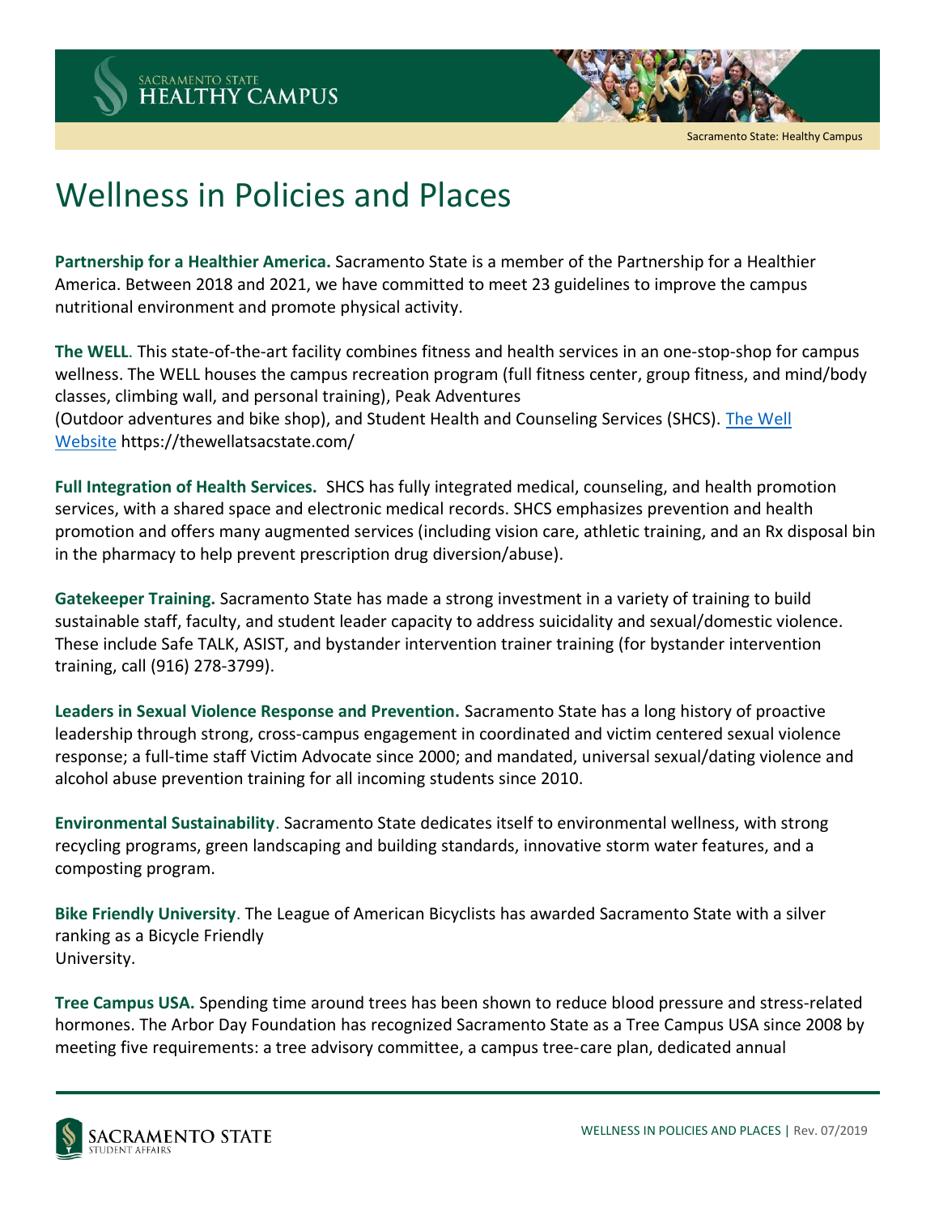# Wellness in Policies and Places

**Partnership for a Healthier America.** Sacramento State is a member of the Partnership for a Healthier America. Between 2018 and 2021, we have committed to meet 23 guidelines to improve the campus nutritional environment and promote physical activity.

**The WELL**. This state-of-the-art facility combines fitness and health services in an one-stop-shop for campus wellness. The WELL houses the campus recreation program (full fitness center, group fitness, and mind/body classes, climbing wall, and personal training), Peak Adventures (Outdoor adventures and bike shop), and Student Health and Counseling Services (SHCS). [The Well Website](https://thewellatsacstate.com/) https://thewellatsacstate.com/

**Full Integration of Health Services.** SHCS has fully integrated medical, counseling, and health promotion services, with a shared space and electronic medical records. SHCS emphasizes prevention and health promotion and offers many augmented services (including vision care, athletic training, and an Rx disposal bin in the pharmacy to help prevent prescription drug diversion/abuse).

**Gatekeeper Training.** Sacramento State has made a strong investment in a variety of training to build sustainable staff, faculty, and student leader capacity to address suicidality and sexual/domestic violence. These include Safe TALK, ASIST, and bystander intervention trainer training (for bystander intervention training, call (916) 278-3799).

**Leaders in Sexual Violence Response and Prevention.** Sacramento State has a long history of proactive leadership through strong, cross-campus engagement in coordinated and victim centered sexual violence response; a full-time staff Victim Advocate since 2000; and mandated, universal sexual/dating violence and alcohol abuse prevention training for all incoming students since 2010.

**Environmental Sustainability**. Sacramento State dedicates itself to environmental wellness, with strong recycling programs, green landscaping and building standards, innovative storm water features, and a composting program.

**Bike Friendly University**. The League of American Bicyclists has awarded Sacramento State with a silver ranking as a Bicycle Friendly University.

**Tree Campus USA.** Spending time around trees has been shown to reduce blood pressure and stress-related hormones. The Arbor Day Foundation has recognized Sacramento State as a Tree Campus USA since 2008 by meeting five requirements: a tree advisory committee, a campus tree-care plan, dedicated annual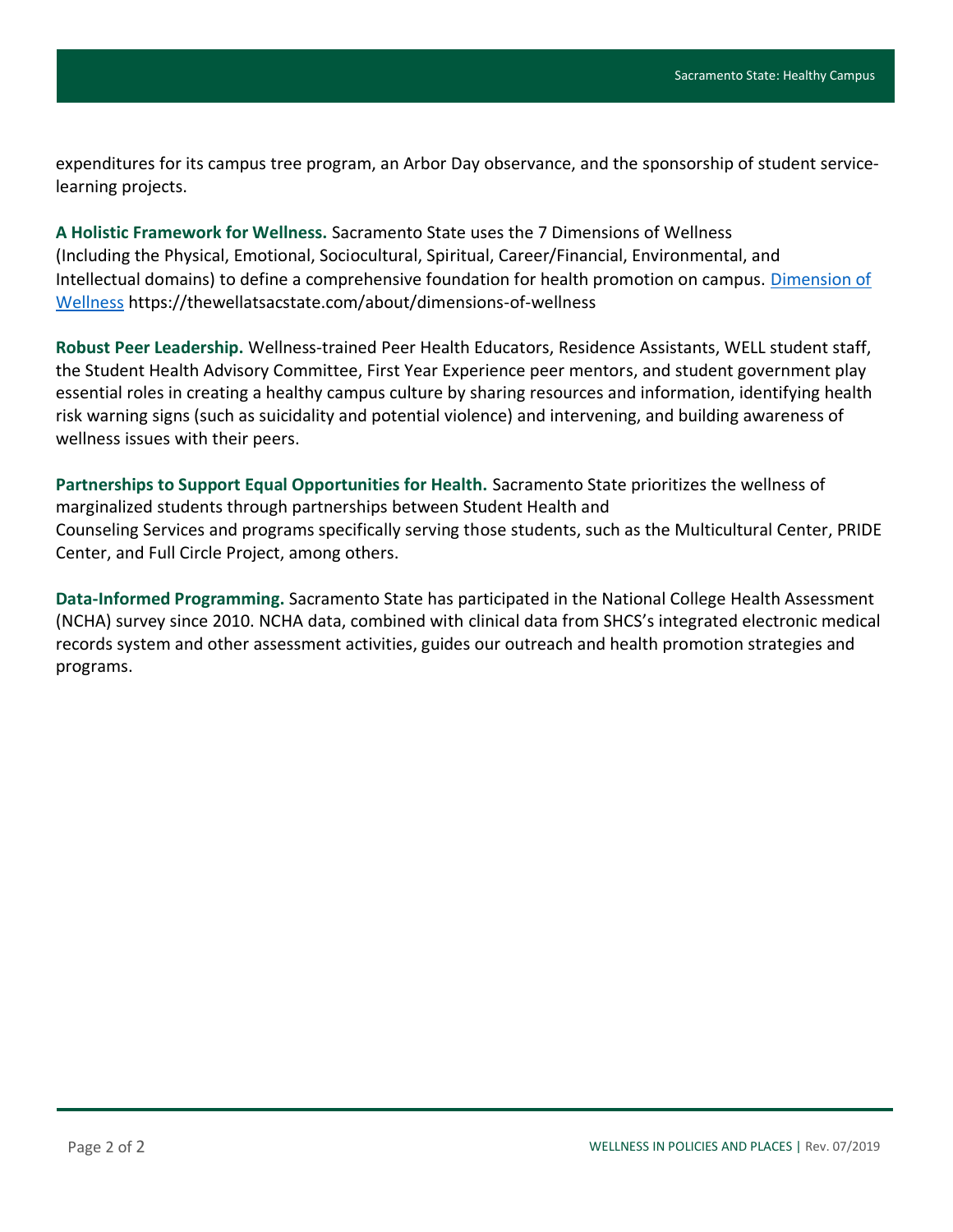expenditures for its campus tree program, an Arbor Day observance, and the sponsorship of student service-learning projects.

**A Holistic Framework for Wellness.** Sacramento State uses the 7 Dimensions of Wellness (Including the Physical, Emotional, Sociocultural, Spiritual, Career/Financial, Environmental, and Intellectual domains) to define a comprehensive foundation for health promotion on campus. [Dimension of Wellness](https://thewellatsacstate.com/about/dimensions-of-wellness) https://thewellatsacstate.com/about/dimensions-of-wellness

**Robust Peer Leadership.** Wellness-trained Peer Health Educators, Residence Assistants, WELL student staff, the Student Health Advisory Committee, First Year Experience peer mentors, and student government play essential roles in creating a healthy campus culture by sharing resources and information, identifying health risk warning signs (such as suicidality and potential violence) and intervening, and building awareness of wellness issues with their peers.

**Partnerships to Support Equal Opportunities for Health.** Sacramento State prioritizes the wellness of marginalized students through partnerships between Student Health and Counseling Services and programs specifically serving those students, such as the Multicultural Center, PRIDE Center, and Full Circle Project, among others.

**Data-Informed Programming.** Sacramento State has participated in the National College Health Assessment (NCHA) survey since 2010. NCHA data, combined with clinical data from SHCS's integrated electronic medical records system and other assessment activities, guides our outreach and health promotion strategies and programs.